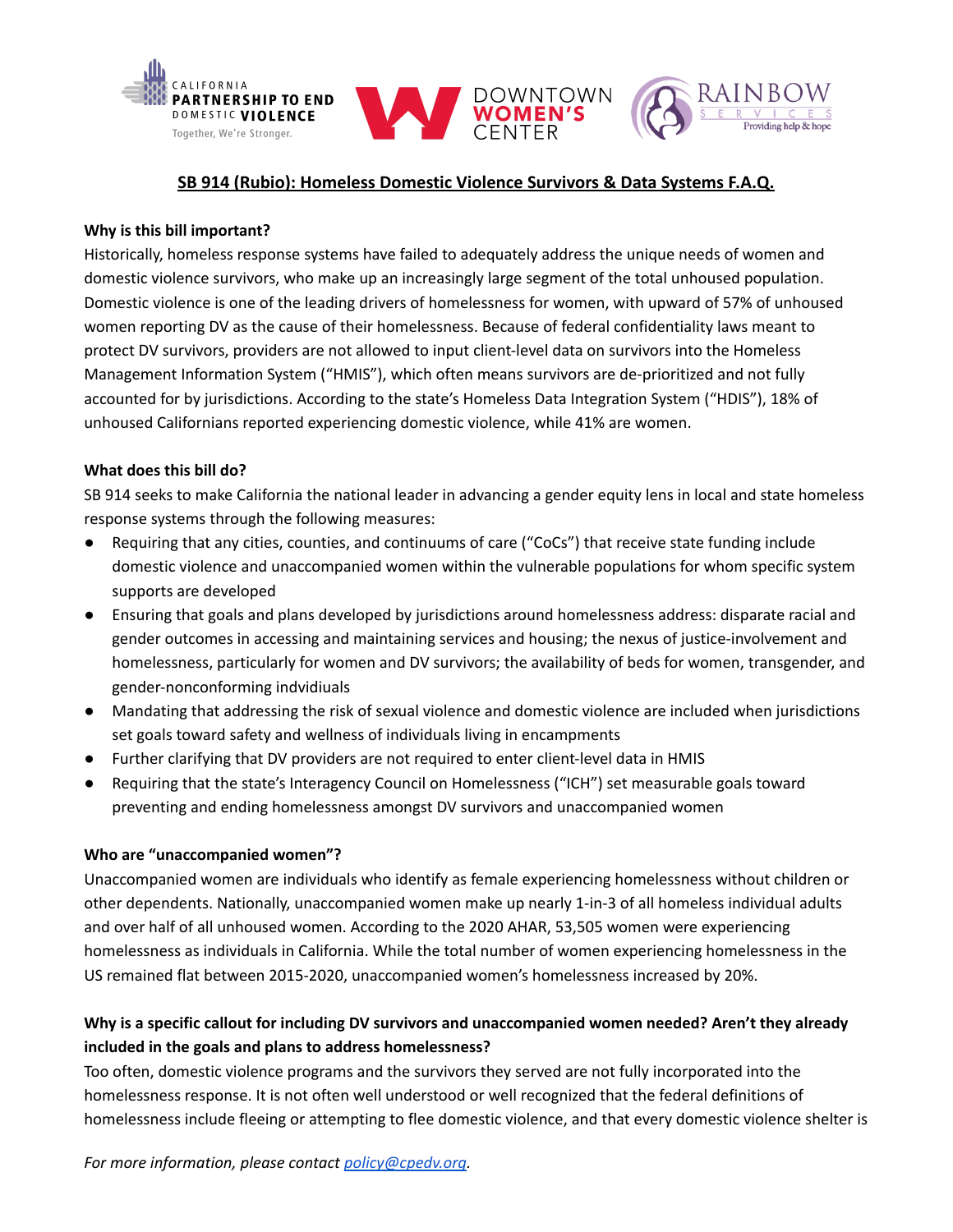CALIFORNIA PARTNERSHIP TO END DOMESTIC VIOLENCE
Together, We're Stronger.

DOWNTOWN WOMEN'S CENTER

RAINBOW SERVICES
Providing help & hope

## SB 914 (Rubio): Homeless Domestic Violence Survivors & Data Systems F.A.Q.

**Why is this bill important?**

Historically, homeless response systems have failed to adequately address the unique needs of women and domestic violence survivors, who make up an increasingly large segment of the total unhoused population. Domestic violence is one of the leading drivers of homelessness for women, with upward of 57% of unhoused women reporting DV as the cause of their homelessness. Because of federal confidentiality laws meant to protect DV survivors, providers are not allowed to input client-level data on survivors into the Homeless Management Information System ("HMIS"), which often means survivors are de-prioritized and not fully accounted for by jurisdictions. According to the state's Homeless Data Integration System ("HDIS"), 18% of unhoused Californians reported experiencing domestic violence, while 41% are women.

**What does this bill do?**

SB 914 seeks to make California the national leader in advancing a gender equity lens in local and state homeless response systems through the following measures:

- Requiring that any cities, counties, and continuums of care ("CoCs") that receive state funding include domestic violence and unaccompanied women within the vulnerable populations for whom specific system supports are developed
- Ensuring that goals and plans developed by jurisdictions around homelessness address: disparate racial and gender outcomes in accessing and maintaining services and housing; the nexus of justice-involvement and homelessness, particularly for women and DV survivors; the availability of beds for women, transgender, and gender-nonconforming indviduals
- Mandating that addressing the risk of sexual violence and domestic violence are included when jurisdictions set goals toward safety and wellness of individuals living in encampments
- Further clarifying that DV providers are not required to enter client-level data in HMIS
- Requiring that the state's Interagency Council on Homelessness ("ICH") set measurable goals toward preventing and ending homelessness amongst DV survivors and unaccompanied women

**Who are "unaccompanied women"?**

Unaccompanied women are individuals who identify as female experiencing homelessness without children or other dependents. Nationally, unaccompanied women make up nearly 1-in-3 of all homeless individual adults and over half of all unhoused women. According to the 2020 AHAR, 53,505 women were experiencing homelessness as individuals in California. While the total number of women experiencing homelessness in the US remained flat between 2015-2020, unaccompanied women's homelessness increased by 20%.

**Why is a specific callout for including DV survivors and unaccompanied women needed? Aren't they already included in the goals and plans to address homelessness?**

Too often, domestic violence programs and the survivors they served are not fully incorporated into the homelessness response. It is not often well understood or well recognized that the federal definitions of homelessness include fleeing or attempting to flee domestic violence, and that every domestic violence shelter is

*For more information, please contact policy@cpedv.org.*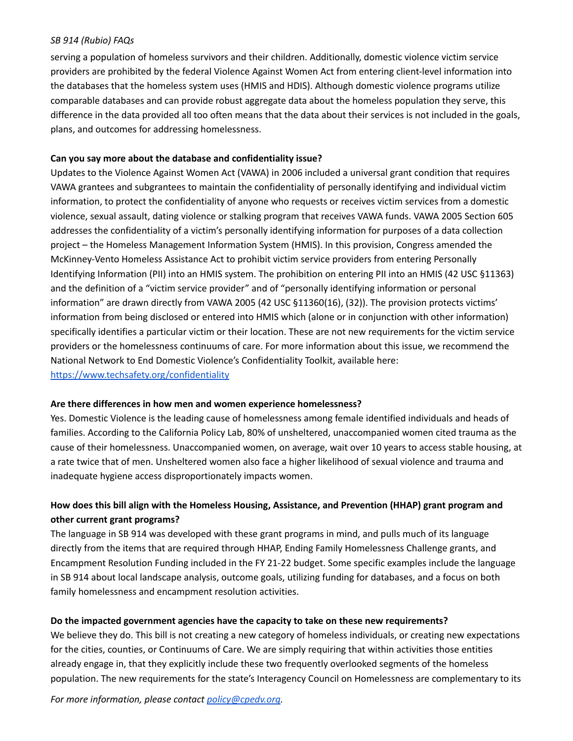serving a population of homeless survivors and their children. Additionally, domestic violence victim service providers are prohibited by the federal Violence Against Women Act from entering client-level information into the databases that the homeless system uses (HMIS and HDIS). Although domestic violence programs utilize comparable databases and can provide robust aggregate data about the homeless population they serve, this difference in the data provided all too often means that the data about their services is not included in the goals, plans, and outcomes for addressing homelessness.

**Can you say more about the database and confidentiality issue?**

Updates to the Violence Against Women Act (VAWA) in 2006 included a universal grant condition that requires VAWA grantees and subgrantees to maintain the confidentiality of personally identifying and individual victim information, to protect the confidentiality of anyone who requests or receives victim services from a domestic violence, sexual assault, dating violence or stalking program that receives VAWA funds. VAWA 2005 Section 605 addresses the confidentiality of a victim's personally identifying information for purposes of a data collection project – the Homeless Management Information System (HMIS). In this provision, Congress amended the McKinney-Vento Homeless Assistance Act to prohibit victim service providers from entering Personally Identifying Information (PII) into an HMIS system. The prohibition on entering PII into an HMIS (42 USC §11363) and the definition of a "victim service provider" and of "personally identifying information or personal information" are drawn directly from VAWA 2005 (42 USC §11360(16), (32)). The provision protects victims' information from being disclosed or entered into HMIS which (alone or in conjunction with other information) specifically identifies a particular victim or their location. These are not new requirements for the victim service providers or the homelessness continuums of care. For more information about this issue, we recommend the National Network to End Domestic Violence's Confidentiality Toolkit, available here: [https://www.techsafety.org/confidentiality](https://www.techsafety.org/confidentiality)

**Are there differences in how men and women experience homelessness?**

Yes. Domestic Violence is the leading cause of homelessness among female identified individuals and heads of families. According to the California Policy Lab, 80% of unsheltered, unaccompanied women cited trauma as the cause of their homelessness. Unaccompanied women, on average, wait over 10 years to access stable housing, at a rate twice that of men. Unsheltered women also face a higher likelihood of sexual violence and trauma and inadequate hygiene access disproportionately impacts women.

**How does this bill align with the Homeless Housing, Assistance, and Prevention (HHAP) grant program and other current grant programs?**

The language in SB 914 was developed with these grant programs in mind, and pulls much of its language directly from the items that are required through HHAP, Ending Family Homelessness Challenge grants, and Encampment Resolution Funding included in the FY 21-22 budget. Some specific examples include the language in SB 914 about local landscape analysis, outcome goals, utilizing funding for databases, and a focus on both family homelessness and encampment resolution activities.

**Do the impacted government agencies have the capacity to take on these new requirements?**

We believe they do. This bill is not creating a new category of homeless individuals, or creating new expectations for the cities, counties, or Continuums of Care. We are simply requiring that within activities those entities already engage in, that they explicitly include these two frequently overlooked segments of the homeless population. The new requirements for the state's Interagency Council on Homelessness are complementary to its

*For more information, please contact [policy@cpedv.org](mailto:policy@cpedv.org).*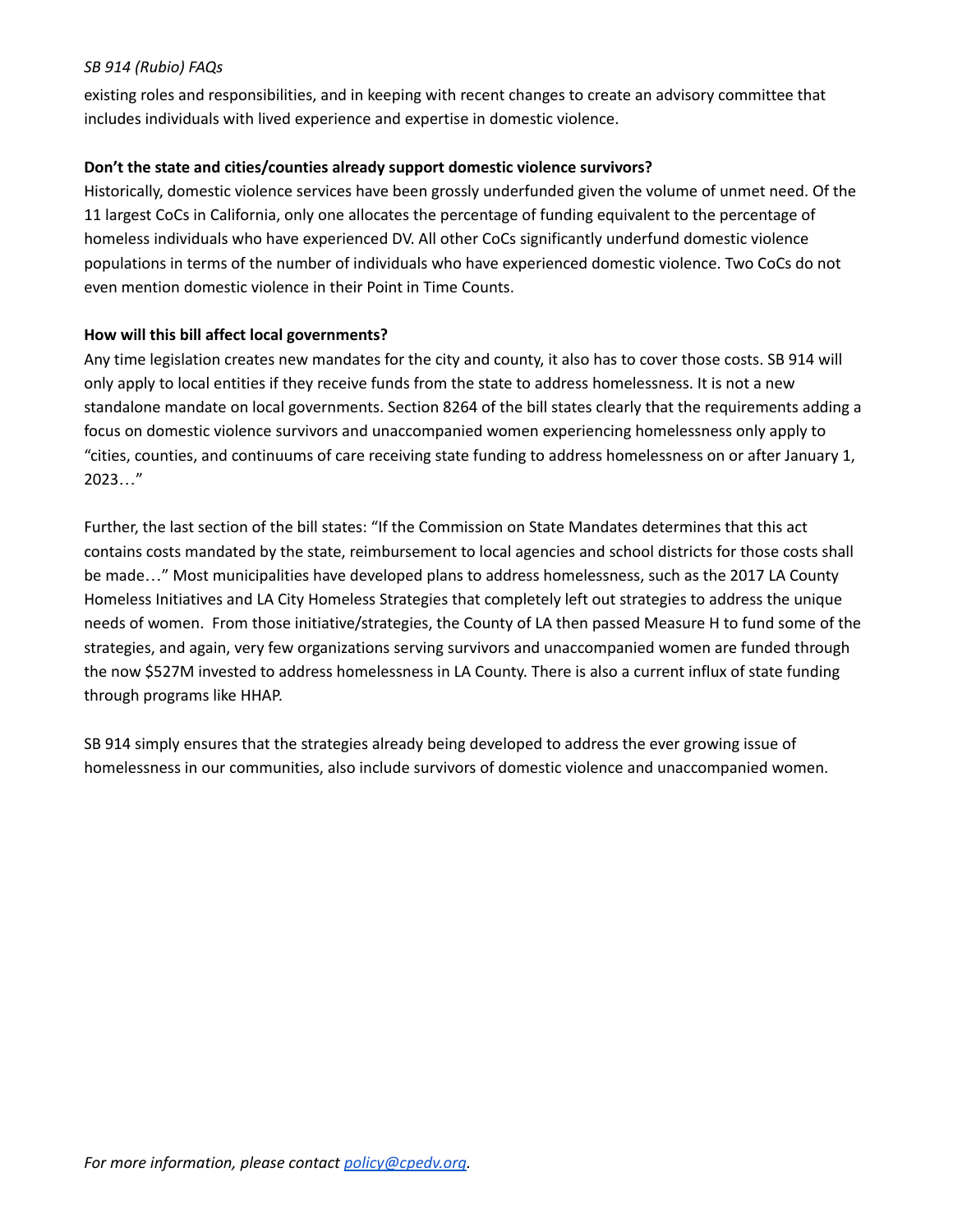existing roles and responsibilities, and in keeping with recent changes to create an advisory committee that includes individuals with lived experience and expertise in domestic violence.

**Don't the state and cities/counties already support domestic violence survivors?**

Historically, domestic violence services have been grossly underfunded given the volume of unmet need. Of the 11 largest CoCs in California, only one allocates the percentage of funding equivalent to the percentage of homeless individuals who have experienced DV. All other CoCs significantly underfund domestic violence populations in terms of the number of individuals who have experienced domestic violence. Two CoCs do not even mention domestic violence in their Point in Time Counts.

**How will this bill affect local governments?**

Any time legislation creates new mandates for the city and county, it also has to cover those costs. SB 914 will only apply to local entities if they receive funds from the state to address homelessness. It is not a new standalone mandate on local governments. Section 8264 of the bill states clearly that the requirements adding a focus on domestic violence survivors and unaccompanied women experiencing homelessness only apply to "cities, counties, and continuums of care receiving state funding to address homelessness on or after January 1, 2023…"

Further, the last section of the bill states: "If the Commission on State Mandates determines that this act contains costs mandated by the state, reimbursement to local agencies and school districts for those costs shall be made…" Most municipalities have developed plans to address homelessness, such as the 2017 LA County Homeless Initiatives and LA City Homeless Strategies that completely left out strategies to address the unique needs of women. From those initiative/strategies, the County of LA then passed Measure H to fund some of the strategies, and again, very few organizations serving survivors and unaccompanied women are funded through the now $527M invested to address homelessness in LA County. There is also a current influx of state funding through programs like HHAP.

SB 914 simply ensures that the strategies already being developed to address the ever growing issue of homelessness in our communities, also include survivors of domestic violence and unaccompanied women.

*For more information, please contact [policy@cpedv.org](mailto:policy@cpedv.org).*